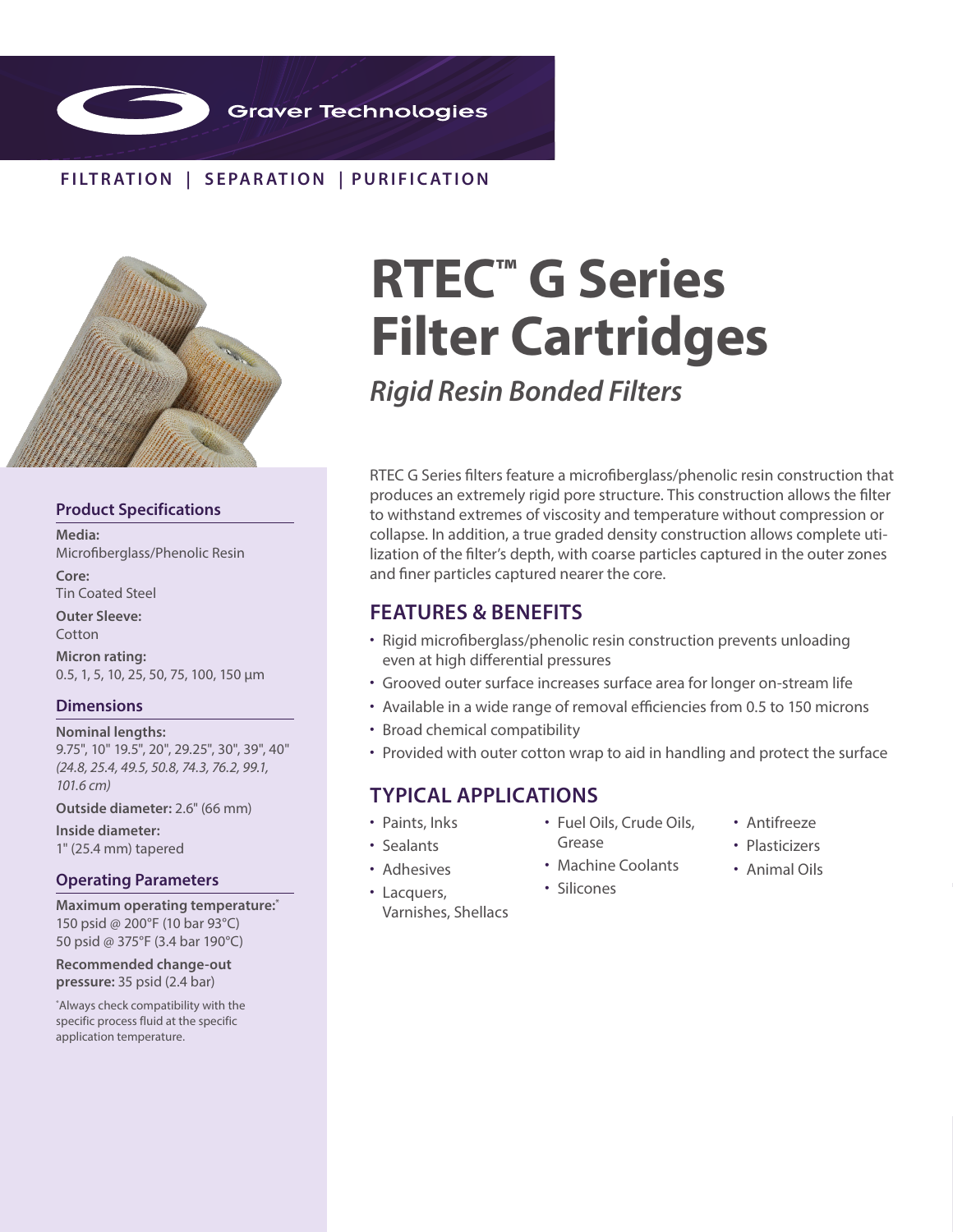Graver Technologies

FILTRATION | SEPARATION | PURIFICATION

# RTEC™ G Series Filter Cartridges

*Rigid Resin Bonded Filters*

RTEC G Series filters feature a microfiberglass/phenolic resin construction that produces an extremely rigid pore structure. This construction allows the filter to withstand extremes of viscosity and temperature without compression or collapse. In addition, a true graded density construction allows complete utilization of the filter's depth, with coarse particles captured in the outer zones and finer particles captured nearer the core.

## FEATURES & BENEFITS

- Rigid microfiberglass/phenolic resin construction prevents unloading even at high differential pressures
- Grooved outer surface increases surface area for longer on-stream life
- Available in a wide range of removal efficiencies from 0.5 to 150 microns
- Broad chemical compatibility
- Provided with outer cotton wrap to aid in handling and protect the surface

## TYPICAL APPLICATIONS

- Paints, Inks
- Sealants
- Adhesives
- Lacquers, Varnishes, Shellacs
- Fuel Oils, Crude Oils, Grease
- Machine Coolants
- Silicones
- Antifreeze
- Plasticizers
- Animal Oils

### Product Specifications

**Media:**
Microfiberglass/Phenolic Resin

**Core:**
Tin Coated Steel

**Outer Sleeve:**
Cotton

**Micron rating:**
0.5, 1, 5, 10, 25, 50, 75, 100, 150 µm

### Dimensions

**Nominal lengths:**
9.75", 10" 19.5", 20", 29.25", 30", 39", 40"
*(24.8, 25.4, 49.5, 50.8, 74.3, 76.2, 99.1, 101.6 cm)*

**Outside diameter:** 2.6" (66 mm)

**Inside diameter:**
1" (25.4 mm) tapered

### Operating Parameters

**Maximum operating temperature:***
150 psid @ 200°F (10 bar 93°C)
50 psid @ 375°F (3.4 bar 190°C)

**Recommended change-out pressure:** 35 psid (2.4 bar)

*Always check compatibility with the specific process fluid at the specific application temperature.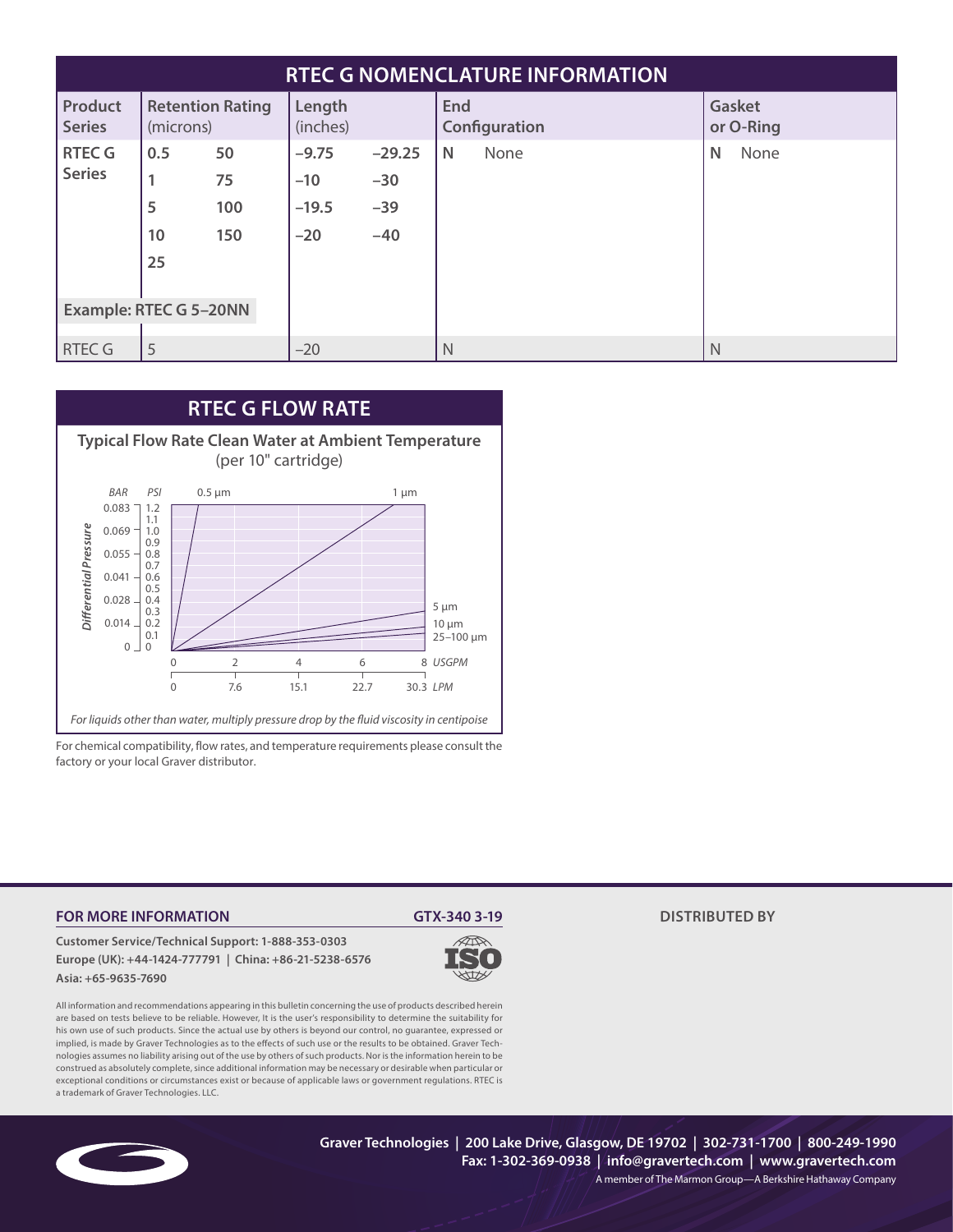## RTEC G NOMENCLATURE INFORMATION

| Product Series | Retention Rating (microns) | | Length (inches) | | End Configuration | Gasket or O-Ring |
|---|---|---|---|---|---|---|
| RTEC G Series | 0.5 | 50 | –9.75 | –29.25 | N None | N None |
| | 1 | 75 | –10 | –30 | | |
| | 5 | 100 | –19.5 | –39 | | |
| | 10 | 150 | –20 | –40 | | |
| | 25 | | | | | |
| **Example: RTEC G 5–20NN** | | | | | | |
| RTEC G | 5 | | –20 | | N | N |

## RTEC G FLOW RATE

**Typical Flow Rate Clean Water at Ambient Temperature**
(per 10" cartridge)

Differential Pressure
BAR: 0.083, 0.069, 0.055, 0.041, 0.028, 0.014, 0
PSI: 1.2, 1.1, 1.0, 0.9, 0.8, 0.7, 0.6, 0.5, 0.4, 0.3, 0.2, 0.1, 0
0.5 µm
1 µm
5 µm
10 µm
25–100 µm
USGPM: 0, 2, 4, 6, 8
LPM: 0, 7.6, 15.1, 22.7, 30.3

*For liquids other than water, multiply pressure drop by the fluid viscosity in centipoise*

For chemical compatibility, flow rates, and temperature requirements please consult the factory or your local Graver distributor.

**FOR MORE INFORMATION**

**GTX-340 3-19**

**Customer Service/Technical Support: 1-888-353-0303**
**Europe (UK): +44-1424-777791 | China: +86-21-5238-6576**
**Asia: +65-9635-7690**

All information and recommendations appearing in this bulletin concerning the use of products described herein are based on tests believe to be reliable. However, It is the user's responsibility to determine the suitability for his own use of such products. Since the actual use by others is beyond our control, no guarantee, expressed or implied, is made by Graver Technologies as to the effects of such use or the results to be obtained. Graver Technologies assumes no liability arising out of the use by others of such products. Nor is the information herein to be construed as absolutely complete, since additional information may be necessary or desirable when particular or exceptional conditions or circumstances exist or because of applicable laws or government regulations. RTEC is a trademark of Graver Technologies. LLC.

**DISTRIBUTED BY**

**Graver Technologies | 200 Lake Drive, Glasgow, DE 19702 | 302-731-1700 | 800-249-1990**
**Fax: 1-302-369-0938 | info@gravertech.com | www.gravertech.com**
A member of The Marmon Group—A Berkshire Hathaway Company